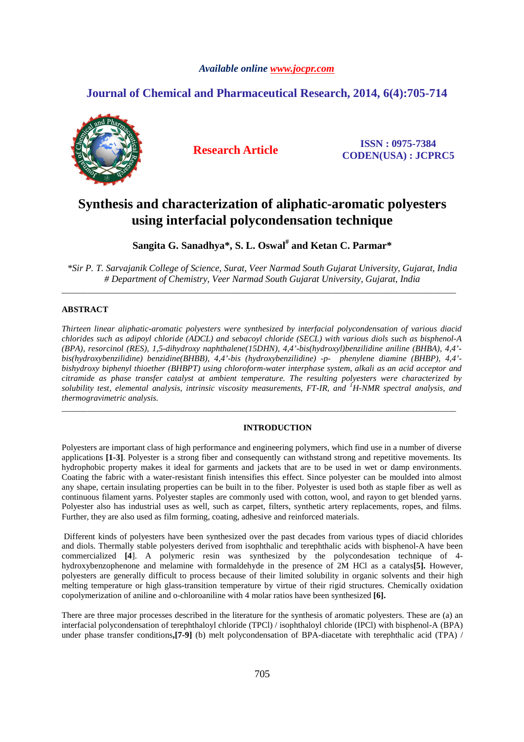*Available online www.jocpr.com*

## Journal of Chemical and Pharmaceutical Research, 2014, 6(4):705-714

**Research Article**

**ISSN : 0975-7384**
**CODEN(USA) : JCPRC5**

# Synthesis and characterization of aliphatic-aromatic polyesters using interfacial polycondensation technique

**Sangita G. Sanadhya*, S. L. Oswal[#] and Ketan C. Parmar***

*\*Sir P. T. Sarvajanik College of Science, Surat, Veer Narmad South Gujarat University, Gujarat, India*
*# Department of Chemistry, Veer Narmad South Gujarat University, Gujarat, India*

---

## ABSTRACT

*Thirteen linear aliphatic-aromatic polyesters were synthesized by interfacial polycondensation of various diacid chlorides such as adipoyl chloride (ADCL) and sebacoyl chloride (SECL) with various diols such as bisphenol-A (BPA), resorcinol (RES), 1,5-dihydroxy naphthalene(15DHN), 4,4'-bis(hydroxyl)benzilidine aniline (BHBA), 4,4'-bis(hydroxybenzilidine) benzidine(BHBB), 4,4'-bis (hydroxybenzilidine) -p- phenylene diamine (BHBP), 4,4'-bishydroxy biphenyl thioether (BHBPT) using chloroform-water interphase system, alkali as an acid acceptor and citramide as phase transfer catalyst at ambient temperature. The resulting polyesters were characterized by solubility test, elemental analysis, intrinsic viscosity measurements, FT-IR, and $^{1}$H-NMR spectral analysis, and thermogravimetric analysis.*

---

## INTRODUCTION

Polyesters are important class of high performance and engineering polymers, which find use in a number of diverse applications **[1-3]**. Polyester is a strong fiber and consequently can withstand strong and repetitive movements. Its hydrophobic property makes it ideal for garments and jackets that are to be used in wet or damp environments. Coating the fabric with a water-resistant finish intensifies this effect. Since polyester can be moulded into almost any shape, certain insulating properties can be built in to the fiber. Polyester is used both as staple fiber as well as continuous filament yarns. Polyester staples are commonly used with cotton, wool, and rayon to get blended yarns. Polyester also has industrial uses as well, such as carpet, filters, synthetic artery replacements, ropes, and films. Further, they are also used as film forming, coating, adhesive and reinforced materials.

Different kinds of polyesters have been synthesized over the past decades from various types of diacid chlorides and diols. Thermally stable polyesters derived from isophthalic and terephthalic acids with bisphenol-A have been commercialized **[4]**. A polymeric resin was synthesized by the polycondesation technique of 4-hydroxybenzophenone and melamine with formaldehyde in the presence of 2M HCl as a catalys**[5].** However, polyesters are generally difficult to process because of their limited solubility in organic solvents and their high melting temperature or high glass-transition temperature by virtue of their rigid structures. Chemically oxidation copolymerization of aniline and o-chloroaniline with 4 molar ratios have been synthesized **[6].**

There are three major processes described in the literature for the synthesis of aromatic polyesters. These are (a) an interfacial polycondensation of terephthaloyl chloride (TPCl) / isophthaloyl chloride (IPCl) with bisphenol-A (BPA) under phase transfer conditions,**[7-9]** (b) melt polycondensation of BPA-diacetate with terephthalic acid (TPA) /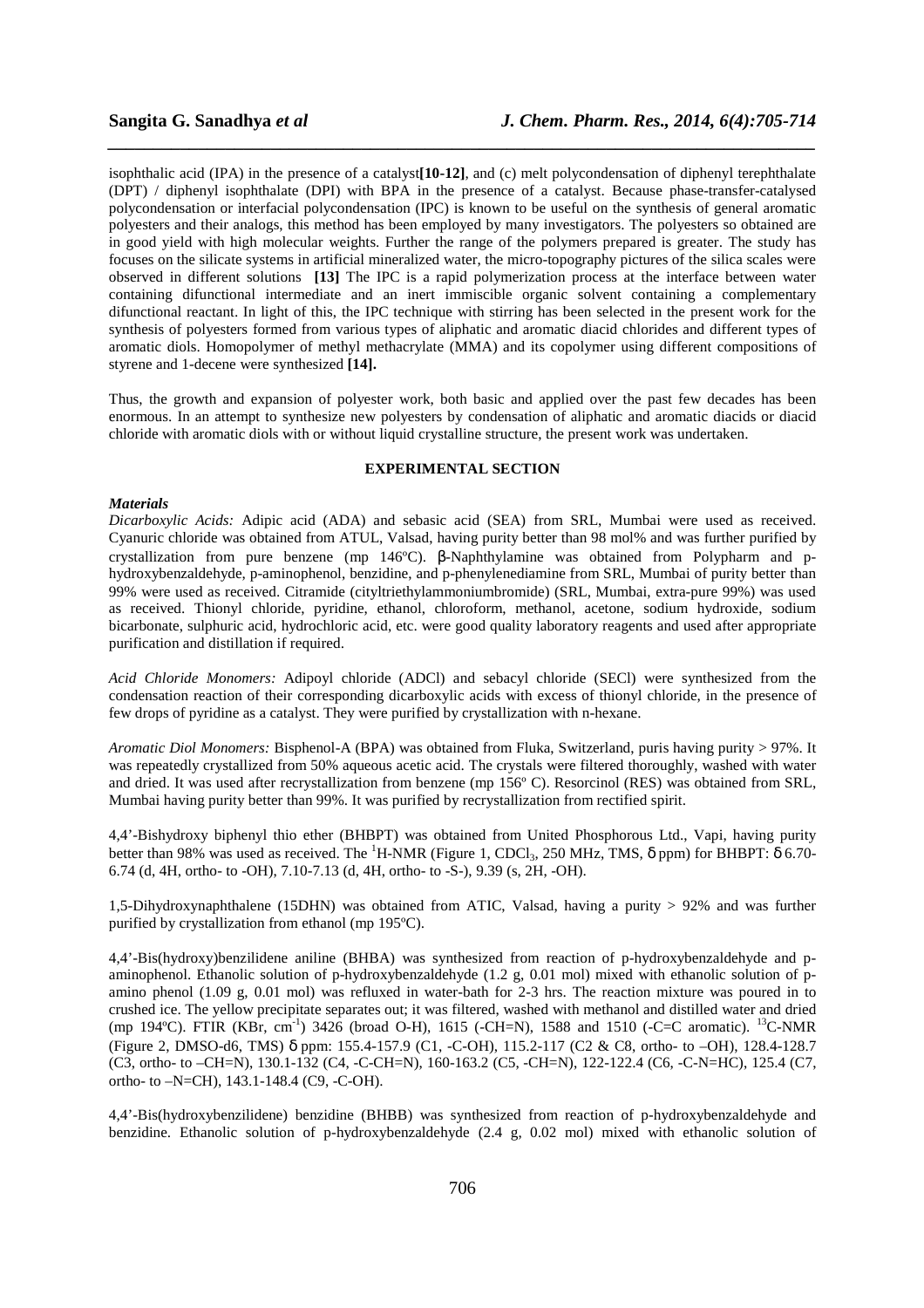isophthalic acid (IPA) in the presence of a catalyst**[10-12]**, and (c) melt polycondensation of diphenyl terephthalate (DPT) / diphenyl isophthalate (DPI) with BPA in the presence of a catalyst. Because phase-transfer-catalysed polycondensation or interfacial polycondensation (IPC) is known to be useful on the synthesis of general aromatic polyesters and their analogs, this method has been employed by many investigators. The polyesters so obtained are in good yield with high molecular weights. Further the range of the polymers prepared is greater. The study has focuses on the silicate systems in artificial mineralized water, the micro-topography pictures of the silica scales were observed in different solutions **[13]** The IPC is a rapid polymerization process at the interface between water containing difunctional intermediate and an inert immiscible organic solvent containing a complementary difunctional reactant. In light of this, the IPC technique with stirring has been selected in the present work for the synthesis of polyesters formed from various types of aliphatic and aromatic diacid chlorides and different types of aromatic diols. Homopolymer of methyl methacrylate (MMA) and its copolymer using different compositions of styrene and 1-decene were synthesized **[14].**

Thus, the growth and expansion of polyester work, both basic and applied over the past few decades has been enormous. In an attempt to synthesize new polyesters by condensation of aliphatic and aromatic diacids or diacid chloride with aromatic diols with or without liquid crystalline structure, the present work was undertaken.

## EXPERIMENTAL SECTION

### *Materials*

*Dicarboxylic Acids:* Adipic acid (ADA) and sebasic acid (SEA) from SRL, Mumbai were used as received. Cyanuric chloride was obtained from ATUL, Valsad, having purity better than 98 mol% and was further purified by crystallization from pure benzene (mp 146ºC). β-Naphthylamine was obtained from Polypharm and p-hydroxybenzaldehyde, p-aminophenol, benzidine, and p-phenylenediamine from SRL, Mumbai of purity better than 99% were used as received. Citramide (cityltriethylammoniumbromide) (SRL, Mumbai, extra-pure 99%) was used as received. Thionyl chloride, pyridine, ethanol, chloroform, methanol, acetone, sodium hydroxide, sodium bicarbonate, sulphuric acid, hydrochloric acid, etc. were good quality laboratory reagents and used after appropriate purification and distillation if required.

*Acid Chloride Monomers:* Adipoyl chloride (ADCl) and sebacyl chloride (SECl) were synthesized from the condensation reaction of their corresponding dicarboxylic acids with excess of thionyl chloride, in the presence of few drops of pyridine as a catalyst. They were purified by crystallization with n-hexane.

*Aromatic Diol Monomers:* Bisphenol-A (BPA) was obtained from Fluka, Switzerland, puris having purity > 97%. It was repeatedly crystallized from 50% aqueous acetic acid. The crystals were filtered thoroughly, washed with water and dried. It was used after recrystallization from benzene (mp 156º C). Resorcinol (RES) was obtained from SRL, Mumbai having purity better than 99%. It was purified by recrystallization from rectified spirit.

4,4'-Bishydroxy biphenyl thio ether (BHBPT) was obtained from United Phosphorous Ltd., Vapi, having purity better than 98% was used as received. The $^{1}$H-NMR (Figure 1, $CDCl_3$, 250 MHz, TMS, δ ppm) for BHBPT: δ 6.70-6.74 (d, 4H, ortho- to -OH), 7.10-7.13 (d, 4H, ortho- to -S-), 9.39 (s, 2H, -OH).

1,5-Dihydroxynaphthalene (15DHN) was obtained from ATIC, Valsad, having a purity > 92% and was further purified by crystallization from ethanol (mp 195ºC).

4,4'-Bis(hydroxy)benzilidene aniline (BHBA) was synthesized from reaction of p-hydroxybenzaldehyde and p-aminophenol. Ethanolic solution of p-hydroxybenzaldehyde (1.2 g, 0.01 mol) mixed with ethanolic solution of p-amino phenol (1.09 g, 0.01 mol) was refluxed in water-bath for 2-3 hrs. The reaction mixture was poured in to crushed ice. The yellow precipitate separates out; it was filtered, washed with methanol and distilled water and dried (mp 194ºC). FTIR (KBr, $cm^{-1}$) 3426 (broad O-H), 1615 (-CH=N), 1588 and 1510 (-C=C aromatic). $^{13}$C-NMR (Figure 2, DMSO-d6, TMS) δ ppm: 155.4-157.9 (C1, -C-OH), 115.2-117 (C2 & C8, ortho- to –OH), 128.4-128.7 (C3, ortho- to –CH=N), 130.1-132 (C4, -C-CH=N), 160-163.2 (C5, -CH=N), 122-122.4 (C6, -C-N=HC), 125.4 (C7, ortho- to –N=CH), 143.1-148.4 (C9, -C-OH).

4,4'-Bis(hydroxybenzilidene) benzidine (BHBB) was synthesized from reaction of p-hydroxybenzaldehyde and benzidine. Ethanolic solution of p-hydroxybenzaldehyde (2.4 g, 0.02 mol) mixed with ethanolic solution of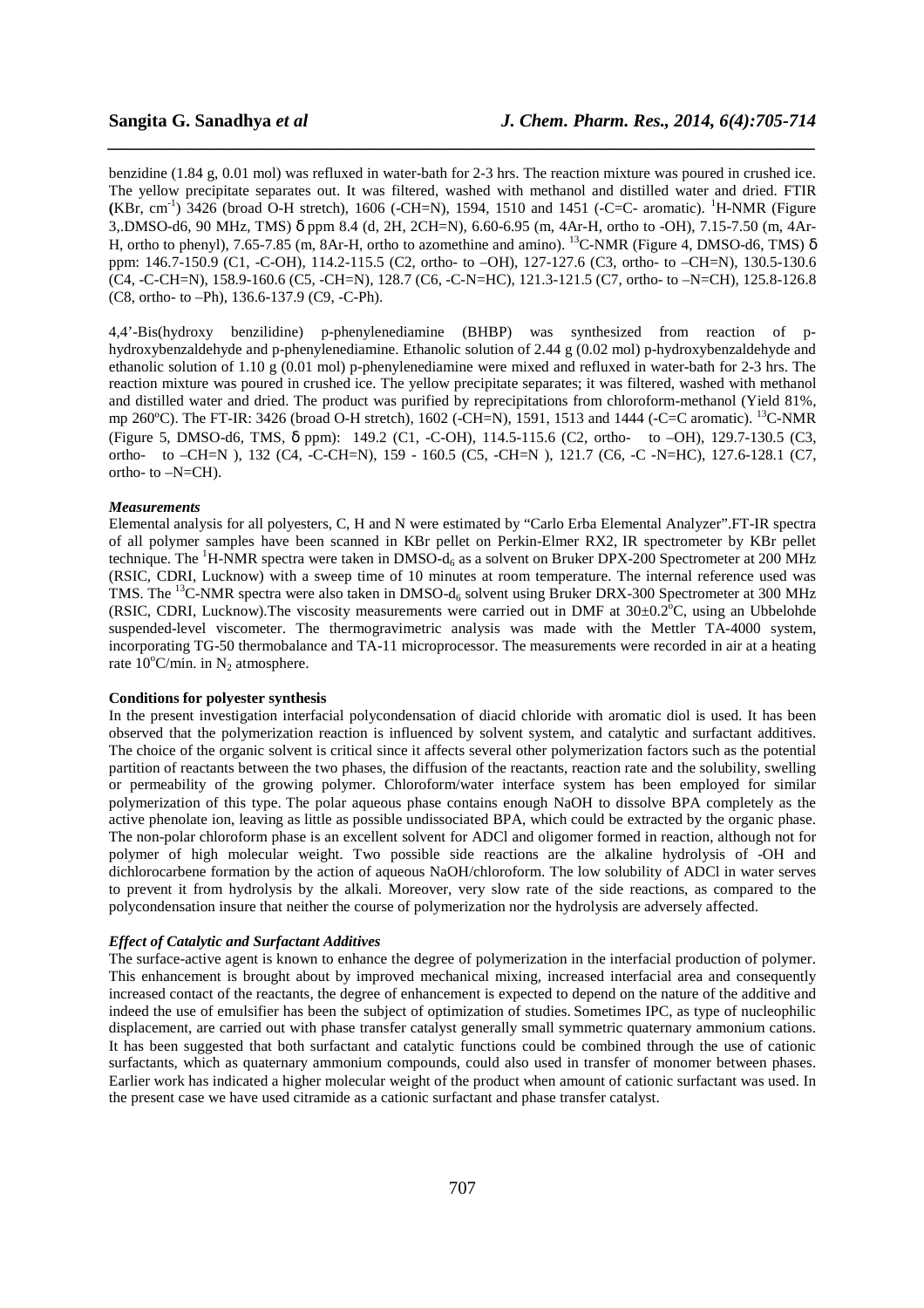benzidine (1.84 g, 0.01 mol) was refluxed in water-bath for 2-3 hrs. The reaction mixture was poured in crushed ice. The yellow precipitate separates out. It was filtered, washed with methanol and distilled water and dried. FTIR (KBr, $cm^{-1}$) 3426 (broad O-H stretch), 1606 (-CH=N), 1594, 1510 and 1451 (-C=C- aromatic). $^{1}$H-NMR (Figure 3,.DMSO-d6, 90 MHz, TMS) δ ppm 8.4 (d, 2H, 2CH=N), 6.60-6.95 (m, 4Ar-H, ortho to -OH), 7.15-7.50 (m, 4Ar-H, ortho to phenyl), 7.65-7.85 (m, 8Ar-H, ortho to azomethine and amino). $^{13}$C-NMR (Figure 4, DMSO-d6, TMS) δ ppm: 146.7-150.9 (C1, -C-OH), 114.2-115.5 (C2, ortho- to –OH), 127-127.6 (C3, ortho- to –CH=N), 130.5-130.6 (C4, -C-CH=N), 158.9-160.6 (C5, -CH=N), 128.7 (C6, -C-N=HC), 121.3-121.5 (C7, ortho- to –N=CH), 125.8-126.8 (C8, ortho- to –Ph), 136.6-137.9 (C9, -C-Ph).

4,4'-Bis(hydroxy benzilidine) p-phenylenediamine (BHBP) was synthesized from reaction of p-hydroxybenzaldehyde and p-phenylenediamine. Ethanolic solution of 2.44 g (0.02 mol) p-hydroxybenzaldehyde and ethanolic solution of 1.10 g (0.01 mol) p-phenylenediamine were mixed and refluxed in water-bath for 2-3 hrs. The reaction mixture was poured in crushed ice. The yellow precipitate separates; it was filtered, washed with methanol and distilled water and dried. The product was purified by reprecipitations from chloroform-methanol (Yield 81%, mp 260°C). The FT-IR: 3426 (broad O-H stretch), 1602 (-CH=N), 1591, 1513 and 1444 (-C=C aromatic). $^{13}$C-NMR (Figure 5, DMSO-d6, TMS, δ ppm): 149.2 (C1, -C-OH), 114.5-115.6 (C2, ortho- to –OH), 129.7-130.5 (C3, ortho- to –CH=N ), 132 (C4, -C-CH=N), 159 - 160.5 (C5, -CH=N ), 121.7 (C6, -C -N=HC), 127.6-128.1 (C7, ortho- to –N=CH).

### *Measurements*

Elemental analysis for all polyesters, C, H and N were estimated by "Carlo Erba Elemental Analyzer".FT-IR spectra of all polymer samples have been scanned in KBr pellet on Perkin-Elmer RX2, IR spectrometer by KBr pellet technique. The $^{1}$H-NMR spectra were taken in DMSO-$d_6$ as a solvent on Bruker DPX-200 Spectrometer at 200 MHz (RSIC, CDRI, Lucknow) with a sweep time of 10 minutes at room temperature. The internal reference used was TMS. The $^{13}$C-NMR spectra were also taken in DMSO-$d_6$ solvent using Bruker DRX-300 Spectrometer at 300 MHz (RSIC, CDRI, Lucknow).The viscosity measurements were carried out in DMF at 30±0.2°C, using an Ubbelohde suspended-level viscometer. The thermogravimetric analysis was made with the Mettler TA-4000 system, incorporating TG-50 thermobalance and TA-11 microprocessor. The measurements were recorded in air at a heating rate 10°C/min. in $N_2$ atmosphere.

### **Conditions for polyester synthesis**

In the present investigation interfacial polycondensation of diacid chloride with aromatic diol is used. It has been observed that the polymerization reaction is influenced by solvent system, and catalytic and surfactant additives. The choice of the organic solvent is critical since it affects several other polymerization factors such as the potential partition of reactants between the two phases, the diffusion of the reactants, reaction rate and the solubility, swelling or permeability of the growing polymer. Chloroform/water interface system has been employed for similar polymerization of this type. The polar aqueous phase contains enough NaOH to dissolve BPA completely as the active phenolate ion, leaving as little as possible undissociated BPA, which could be extracted by the organic phase. The non-polar chloroform phase is an excellent solvent for ADCl and oligomer formed in reaction, although not for polymer of high molecular weight. Two possible side reactions are the alkaline hydrolysis of -OH and dichlorocarbene formation by the action of aqueous NaOH/chloroform. The low solubility of ADCl in water serves to prevent it from hydrolysis by the alkali. Moreover, very slow rate of the side reactions, as compared to the polycondensation insure that neither the course of polymerization nor the hydrolysis are adversely affected.

### *Effect of Catalytic and Surfactant Additives*

The surface-active agent is known to enhance the degree of polymerization in the interfacial production of polymer. This enhancement is brought about by improved mechanical mixing, increased interfacial area and consequently increased contact of the reactants, the degree of enhancement is expected to depend on the nature of the additive and indeed the use of emulsifier has been the subject of optimization of studies. Sometimes IPC, as type of nucleophilic displacement, are carried out with phase transfer catalyst generally small symmetric quaternary ammonium cations. It has been suggested that both surfactant and catalytic functions could be combined through the use of cationic surfactants, which as quaternary ammonium compounds, could also used in transfer of monomer between phases. Earlier work has indicated a higher molecular weight of the product when amount of cationic surfactant was used. In the present case we have used citramide as a cationic surfactant and phase transfer catalyst.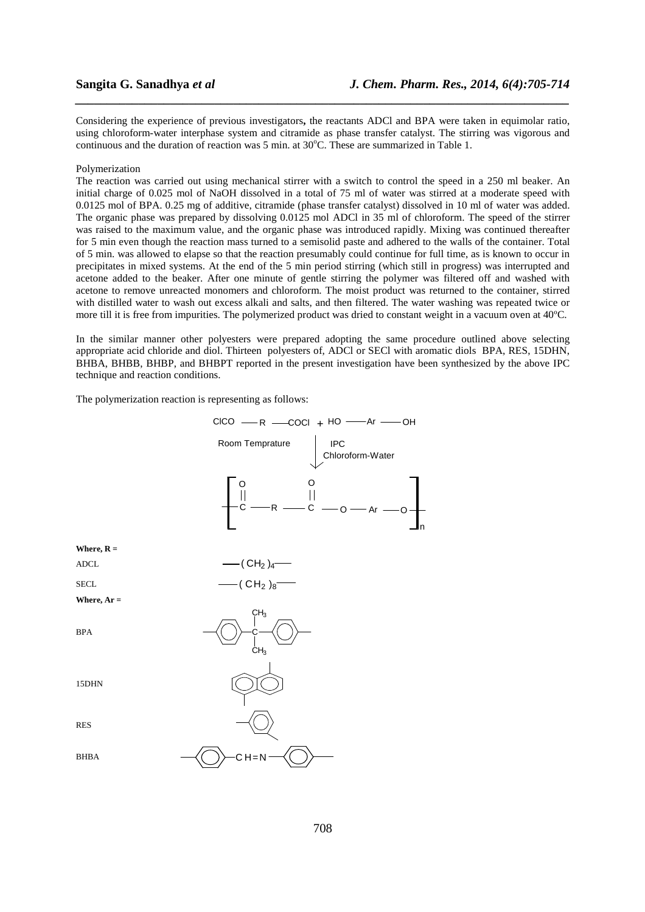Considering the experience of previous investigators**,** the reactants ADCl and BPA were taken in equimolar ratio, using chloroform-water interphase system and citramide as phase transfer catalyst. The stirring was vigorous and continuous and the duration of reaction was 5 min. at 30°C. These are summarized in Table 1.

Polymerization

The reaction was carried out using mechanical stirrer with a switch to control the speed in a 250 ml beaker. An initial charge of 0.025 mol of NaOH dissolved in a total of 75 ml of water was stirred at a moderate speed with 0.0125 mol of BPA. 0.25 mg of additive, citramide (phase transfer catalyst) dissolved in 10 ml of water was added. The organic phase was prepared by dissolving 0.0125 mol ADCl in 35 ml of chloroform. The speed of the stirrer was raised to the maximum value, and the organic phase was introduced rapidly. Mixing was continued thereafter for 5 min even though the reaction mass turned to a semisolid paste and adhered to the walls of the container. Total of 5 min. was allowed to elapse so that the reaction presumably could continue for full time, as is known to occur in precipitates in mixed systems. At the end of the 5 min period stirring (which still in progress) was interrupted and acetone added to the beaker. After one minute of gentle stirring the polymer was filtered off and washed with acetone to remove unreacted monomers and chloroform. The moist product was returned to the container, stirred with distilled water to wash out excess alkali and salts, and then filtered. The water washing was repeated twice or more till it is free from impurities. The polymerized product was dried to constant weight in a vacuum oven at 40ºC.

In the similar manner other polyesters were prepared adopting the same procedure outlined above selecting appropriate acid chloride and diol. Thirteen polyesters of, ADCl or SECl with aromatic diols BPA, RES, 15DHN, BHBA, BHBB, BHBP, and BHBPT reported in the present investigation have been synthesized by the above IPC technique and reaction conditions.

The polymerization reaction is representing as follows:

ClCO — R — COCl + HO — Ar — OH

Room Temprature — IPC, Chloroform-Water →

$$\left[ -\overset{O}{\overset{||}{C}}-R-\overset{O}{\overset{||}{C}}-O-Ar-O- \right]_n$$

**Where, R =**

ADCL: $-(CH_2)_4-$

SECL: $-(CH_2)_8-$

**Where, Ar =**

BPA: $-C_6H_4-C(CH_3)_2-C_6H_4-$

15DHN: 1,5-naphthylene

RES: 1,3-phenylene

BHBA: $-C_6H_4-CH{=}N-C_6H_4-$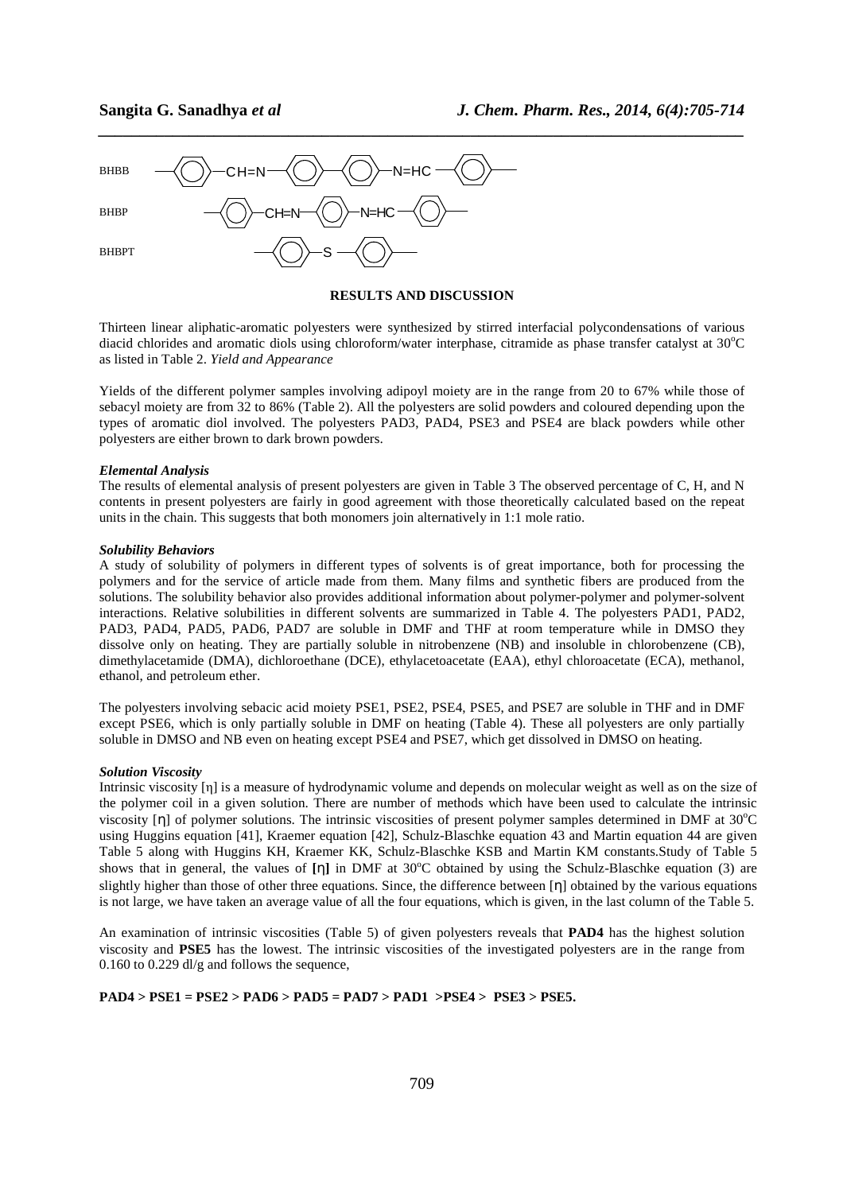BHBB —⟨⟩—CH=N—⟨⟩—⟨⟩—N=HC—⟨⟩—

BHBP —⟨⟩—CH=N—⟨⟩—N=HC—⟨⟩—

BHBPT —⟨⟩—S—⟨⟩—

## RESULTS AND DISCUSSION

Thirteen linear aliphatic-aromatic polyesters were synthesized by stirred interfacial polycondensations of various diacid chlorides and aromatic diols using chloroform/water interphase, citramide as phase transfer catalyst at 30°C as listed in Table 2. *Yield and Appearance*

Yields of the different polymer samples involving adipoyl moiety are in the range from 20 to 67% while those of sebacyl moiety are from 32 to 86% (Table 2). All the polyesters are solid powders and coloured depending upon the types of aromatic diol involved. The polyesters PAD3, PAD4, PSE3 and PSE4 are black powders while other polyesters are either brown to dark brown powders.

***Elemental Analysis***

The results of elemental analysis of present polyesters are given in Table 3 The observed percentage of C, H, and N contents in present polyesters are fairly in good agreement with those theoretically calculated based on the repeat units in the chain. This suggests that both monomers join alternatively in 1:1 mole ratio.

***Solubility Behaviors***

A study of solubility of polymers in different types of solvents is of great importance, both for processing the polymers and for the service of article made from them. Many films and synthetic fibers are produced from the solutions. The solubility behavior also provides additional information about polymer-polymer and polymer-solvent interactions. Relative solubilities in different solvents are summarized in Table 4. The polyesters PAD1, PAD2, PAD3, PAD4, PAD5, PAD6, PAD7 are soluble in DMF and THF at room temperature while in DMSO they dissolve only on heating. They are partially soluble in nitrobenzene (NB) and insoluble in chlorobenzene (CB), dimethylacetamide (DMA), dichloroethane (DCE), ethylacetoacetate (EAA), ethyl chloroacetate (ECA), methanol, ethanol, and petroleum ether.

The polyesters involving sebacic acid moiety PSE1, PSE2, PSE4, PSE5, and PSE7 are soluble in THF and in DMF except PSE6, which is only partially soluble in DMF on heating (Table 4). These all polyesters are only partially soluble in DMSO and NB even on heating except PSE4 and PSE7, which get dissolved in DMSO on heating.

***Solution Viscosity***

Intrinsic viscosity [η] is a measure of hydrodynamic volume and depends on molecular weight as well as on the size of the polymer coil in a given solution. There are number of methods which have been used to calculate the intrinsic viscosity [η] of polymer solutions. The intrinsic viscosities of present polymer samples determined in DMF at 30°C using Huggins equation [41], Kraemer equation [42], Schulz-Blaschke equation 43 and Martin equation 44 are given Table 5 along with Huggins KH, Kraemer KK, Schulz-Blaschke KSB and Martin KM constants.Study of Table 5 shows that in general, the values of **[η]** in DMF at 30°C obtained by using the Schulz-Blaschke equation (3) are slightly higher than those of other three equations. Since, the difference between [η] obtained by the various equations is not large, we have taken an average value of all the four equations, which is given, in the last column of the Table 5.

An examination of intrinsic viscosities (Table 5) of given polyesters reveals that **PAD4** has the highest solution viscosity and **PSE5** has the lowest. The intrinsic viscosities of the investigated polyesters are in the range from 0.160 to 0.229 dl/g and follows the sequence,

**PAD4 > PSE1 = PSE2 > PAD6 > PAD5 = PAD7 > PAD1 >PSE4 > PSE3 > PSE5.**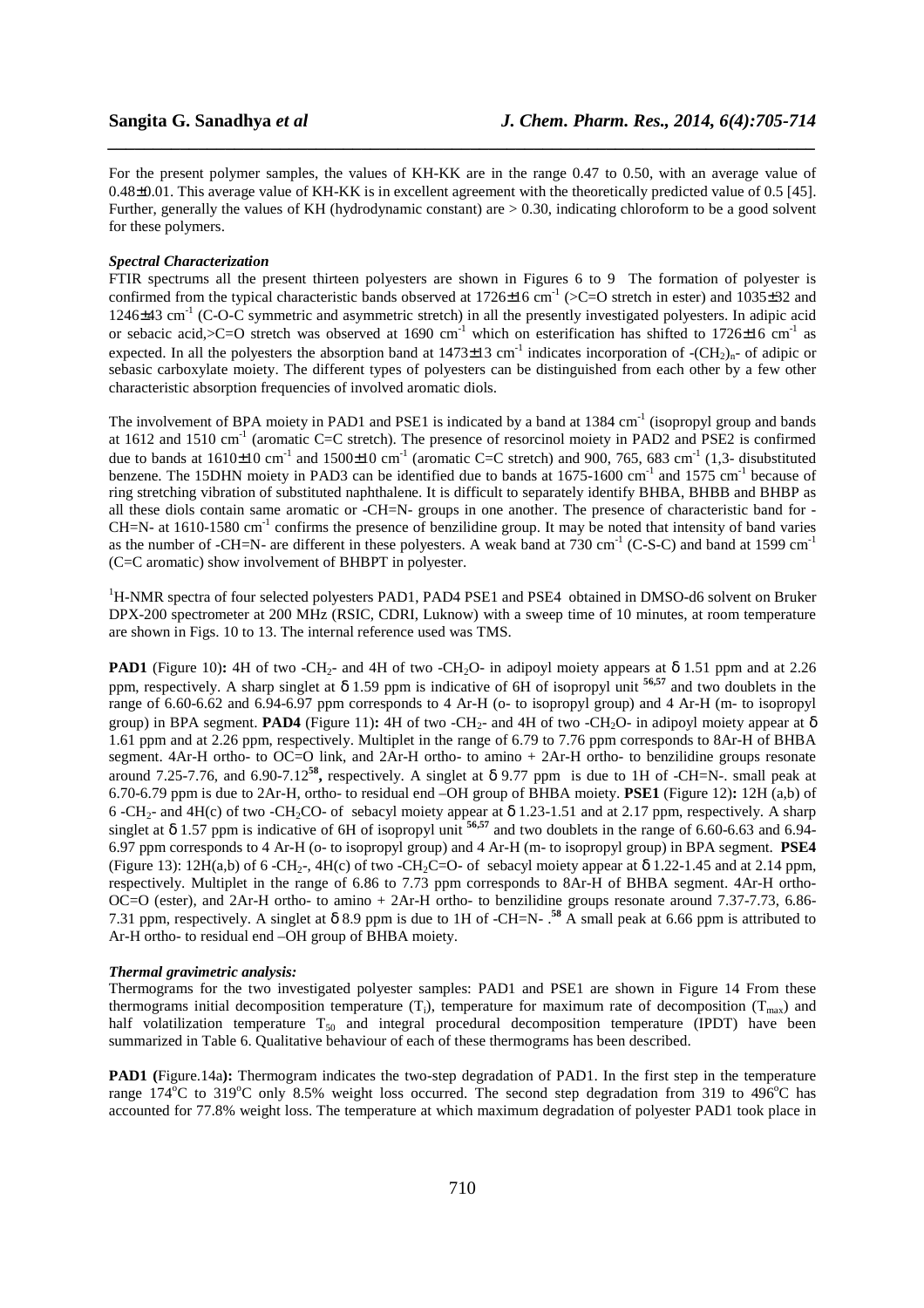For the present polymer samples, the values of KH-KK are in the range 0.47 to 0.50, with an average value of 0.48±0.01. This average value of KH-KK is in excellent agreement with the theoretically predicted value of 0.5 [45]. Further, generally the values of KH (hydrodynamic constant) are > 0.30, indicating chloroform to be a good solvent for these polymers.

***Spectral Characterization***

FTIR spectrums all the present thirteen polyesters are shown in Figures 6 to 9 The formation of polyester is confirmed from the typical characteristic bands observed at 1726±16 $cm^{-1}$ (>C=O stretch in ester) and 1035±32 and 1246±43 $cm^{-1}$ (C-O-C symmetric and asymmetric stretch) in all the presently investigated polyesters. In adipic acid or sebacic acid,>C=O stretch was observed at 1690 $cm^{-1}$ which on esterification has shifted to 1726±16 $cm^{-1}$ as expected. In all the polyesters the absorption band at 1473±13 $cm^{-1}$ indicates incorporation of -$(CH_2)_n$- of adipic or sebasic carboxylate moiety. The different types of polyesters can be distinguished from each other by a few other characteristic absorption frequencies of involved aromatic diols.

The involvement of BPA moiety in PAD1 and PSE1 is indicated by a band at 1384 $cm^{-1}$ (isopropyl group and bands at 1612 and 1510 $cm^{-1}$ (aromatic C=C stretch). The presence of resorcinol moiety in PAD2 and PSE2 is confirmed due to bands at 1610±10 $cm^{-1}$ and 1500±10 $cm^{-1}$ (aromatic C=C stretch) and 900, 765, 683 $cm^{-1}$ (1,3- disubstituted benzene. The 15DHN moiety in PAD3 can be identified due to bands at 1675-1600 $cm^{-1}$ and 1575 $cm^{-1}$ because of ring stretching vibration of substituted naphthalene. It is difficult to separately identify BHBA, BHBB and BHBP as all these diols contain same aromatic or -CH=N- groups in one another. The presence of characteristic band for -CH=N- at 1610-1580 $cm^{-1}$ confirms the presence of benzilidine group. It may be noted that intensity of band varies as the number of -CH=N- are different in these polyesters. A weak band at 730 $cm^{-1}$ (C-S-C) and band at 1599 $cm^{-1}$ (C=C aromatic) show involvement of BHBPT in polyester.

$^1$H-NMR spectra of four selected polyesters PAD1, PAD4 PSE1 and PSE4 obtained in DMSO-d6 solvent on Bruker DPX-200 spectrometer at 200 MHz (RSIC, CDRI, Luknow) with a sweep time of 10 minutes, at room temperature are shown in Figs. 10 to 13. The internal reference used was TMS.

**PAD1** (Figure 10)**:** 4H of two -$CH_2$- and 4H of two -$CH_2O$- in adipoyl moiety appears at δ 1.51 ppm and at 2.26 ppm, respectively. A sharp singlet at δ 1.59 ppm is indicative of 6H of isopropyl unit [56,57] and two doublets in the range of 6.60-6.62 and 6.94-6.97 ppm corresponds to 4 Ar-H (o- to isopropyl group) and 4 Ar-H (m- to isopropyl group) in BPA segment. **PAD4** (Figure 11)**:** 4H of two -$CH_2$- and 4H of two -$CH_2O$- in adipoyl moiety appear at δ 1.61 ppm and at 2.26 ppm, respectively. Multiplet in the range of 6.79 to 7.76 ppm corresponds to 8Ar-H of BHBA segment. 4Ar-H ortho- to OC=O link, and 2Ar-H ortho- to amino + 2Ar-H ortho- to benzilidine groups resonate around 7.25-7.76, and 6.90-7.12[58]**,** respectively. A singlet at δ 9.77 ppm is due to 1H of -CH=N-. small peak at 6.70-6.79 ppm is due to 2Ar-H, ortho- to residual end –OH group of BHBA moiety. **PSE1** (Figure 12)**:** 12H (a,b) of 6 -$CH_2$- and 4H(c) of two -$CH_2CO$- of sebacyl moiety appear at δ 1.23-1.51 and at 2.17 ppm, respectively. A sharp singlet at δ 1.57 ppm is indicative of 6H of isopropyl unit [56,57] and two doublets in the range of 6.60-6.63 and 6.94-6.97 ppm corresponds to 4 Ar-H (o- to isopropyl group) and 4 Ar-H (m- to isopropyl group) in BPA segment. **PSE4** (Figure 13): 12H(a,b) of 6 -$CH_2$-, 4H(c) of two -$CH_2C$=O- of sebacyl moiety appear at δ 1.22-1.45 and at 2.14 ppm, respectively. Multiplet in the range of 6.86 to 7.73 ppm corresponds to 8Ar-H of BHBA segment. 4Ar-H ortho-OC=O (ester), and 2Ar-H ortho- to amino + 2Ar-H ortho- to benzilidine groups resonate around 7.37-7.73, 6.86-7.31 ppm, respectively. A singlet at δ 8.9 ppm is due to 1H of -CH=N- .[58] A small peak at 6.66 ppm is attributed to Ar-H ortho- to residual end –OH group of BHBA moiety.

***Thermal gravimetric analysis:***

Thermograms for the two investigated polyester samples: PAD1 and PSE1 are shown in Figure 14 From these thermograms initial decomposition temperature ($T_i$), temperature for maximum rate of decomposition ($T_{max}$) and half volatilization temperature $T_{50}$ and integral procedural decomposition temperature (IPDT) have been summarized in Table 6. Qualitative behaviour of each of these thermograms has been described.

**PAD1 (**Figure.14a**):** Thermogram indicates the two-step degradation of PAD1. In the first step in the temperature range 174°C to 319°C only 8.5% weight loss occurred. The second step degradation from 319 to 496°C has accounted for 77.8% weight loss. The temperature at which maximum degradation of polyester PAD1 took place in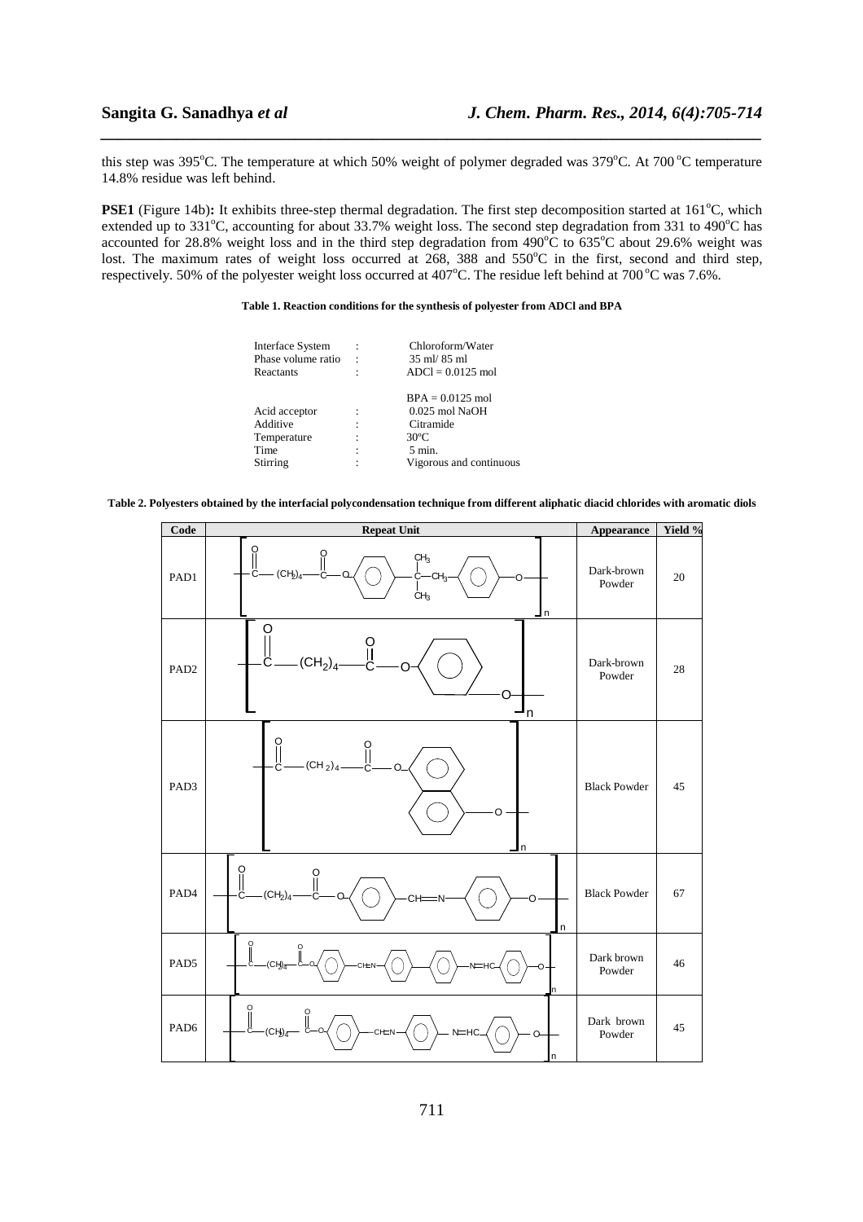this step was 395°C. The temperature at which 50% weight of polymer degraded was 379°C. At 700 °C temperature 14.8% residue was left behind.

**PSE1** (Figure 14b)**:** It exhibits three-step thermal degradation. The first step decomposition started at 161°C, which extended up to 331°C, accounting for about 33.7% weight loss. The second step degradation from 331 to 490°C has accounted for 28.8% weight loss and in the third step degradation from 490°C to 635°C about 29.6% weight was lost. The maximum rates of weight loss occurred at 268, 388 and 550°C in the first, second and third step, respectively. 50% of the polyester weight loss occurred at 407°C. The residue left behind at 700 °C was 7.6%.

**Table 1. Reaction conditions for the synthesis of polyester from ADCl and BPA**

| | | |
|---|---|---|
| Interface System | : | Chloroform/Water |
| Phase volume ratio | : | 35 ml/ 85 ml |
| Reactants | : | ADCl = 0.0125 mol |
| | | BPA = 0.0125 mol |
| Acid acceptor | : | 0.025 mol NaOH |
| Additive | : | Citramide |
| Temperature | : | 30°C |
| Time | : | 5 min. |
| Stirring | : | Vigorous and continuous |

**Table 2. Polyesters obtained by the interfacial polycondensation technique from different aliphatic diacid chlorides with aromatic diols**

| Code | Repeat Unit | Appearance | Yield % |
|---|---|---|---|
| PAD1 | $[-CO-(CH_2)_4-CO-O-C_6H_4-C(CH_3)_2-C_6H_4-O-]_n$ | Dark-brown Powder | 20 |
| PAD2 | $[-CO-(CH_2)_4-CO-O-C_6H_4-O-]_n$ | Dark-brown Powder | 28 |
| PAD3 | $[-CO-(CH_2)_4-CO-O-C_{10}H_6-O-]_n$ | Black Powder | 45 |
| PAD4 | $[-CO-(CH_2)_4-CO-O-C_6H_4-CH=N-C_6H_4-O-]_n$ | Black Powder | 67 |
| PAD5 | $[-CO-(CH_2)_4-CO-O-C_6H_4-CH=N-C_6H_4-C_6H_4-N=HC-C_6H_4-O-]_n$ | Dark brown Powder | 46 |
| PAD6 | $[-CO-(CH_2)_4-CO-O-C_6H_4-CH=N-C_6H_4-N=HC-C_6H_4-O-]_n$ | Dark brown Powder | 45 |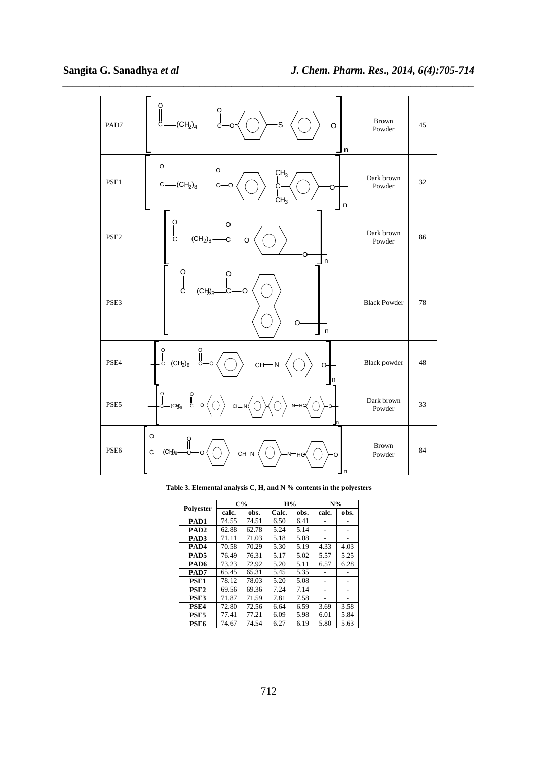| | | | |
|---|---|---|---|
| PAD7 | $\left[ -C(=O)-(CH_2)_4-C(=O)-O-C_6H_4-S-C_6H_4-O- \right]_n$ | Brown Powder | 45 |
| PSE1 | $\left[ -C(=O)-(CH_2)_8-C(=O)-O-C_6H_4-C(CH_3)_2-C_6H_4-O- \right]_n$ | Dark brown Powder | 32 |
| PSE2 | $\left[ -C(=O)-(CH_2)_8-C(=O)-O-C_6H_4-O- \right]_n$ | Dark brown Powder | 86 |
| PSE3 | $\left[ -C(=O)-(CH_2)_8-C(=O)-O-C_{10}H_6-O- \right]_n$ | Black Powder | 78 |
| PSE4 | $\left[ -C(=O)-(CH_2)_8-C(=O)-O-C_6H_4-CH{=}N-C_6H_4-O- \right]_n$ | Black powder | 48 |
| PSE5 | $\left[ -C(=O)-(CH_2)_8-C(=O)-O-C_6H_4-CH{=}N-C_6H_4-C_6H_4-N{=}HC-C_6H_4-O- \right]_n$ | Dark brown Powder | 33 |
| PSE6 | $\left[ -C(=O)-(CH_2)_8-C(=O)-O-C_6H_4-CH{=}N-C_6H_4-N{=}HC-C_6H_4-O- \right]_n$ | Brown Powder | 84 |

**Table 3. Elemental analysis C, H, and N % contents in the polyesters**

| Polyester | C% | | H% | | N% | |
|---|---|---|---|---|---|---|
| | calc. | obs. | Calc. | obs. | calc. | obs. |
| **PAD1** | 74.55 | 74.51 | 6.50 | 6.41 | - | - |
| **PAD2** | 62.88 | 62.78 | 5.24 | 5.14 | - | - |
| **PAD3** | 71.11 | 71.03 | 5.18 | 5.08 | - | - |
| **PAD4** | 70.58 | 70.29 | 5.30 | 5.19 | 4.33 | 4.03 |
| **PAD5** | 76.49 | 76.31 | 5.17 | 5.02 | 5.57 | 5.25 |
| **PAD6** | 73.23 | 72.92 | 5.20 | 5.11 | 6.57 | 6.28 |
| **PAD7** | 65.45 | 65.31 | 5.45 | 5.35 | - | - |
| **PSE1** | 78.12 | 78.03 | 5.20 | 5.08 | - | - |
| **PSE2** | 69.56 | 69.36 | 7.24 | 7.14 | - | - |
| **PSE3** | 71.87 | 71.59 | 7.81 | 7.58 | - | - |
| **PSE4** | 72.80 | 72.56 | 6.64 | 6.59 | 3.69 | 3.58 |
| **PSE5** | 77.41 | 77.21 | 6.09 | 5.98 | 6.01 | 5.84 |
| **PSE6** | 74.67 | 74.54 | 6.27 | 6.19 | 5.80 | 5.63 |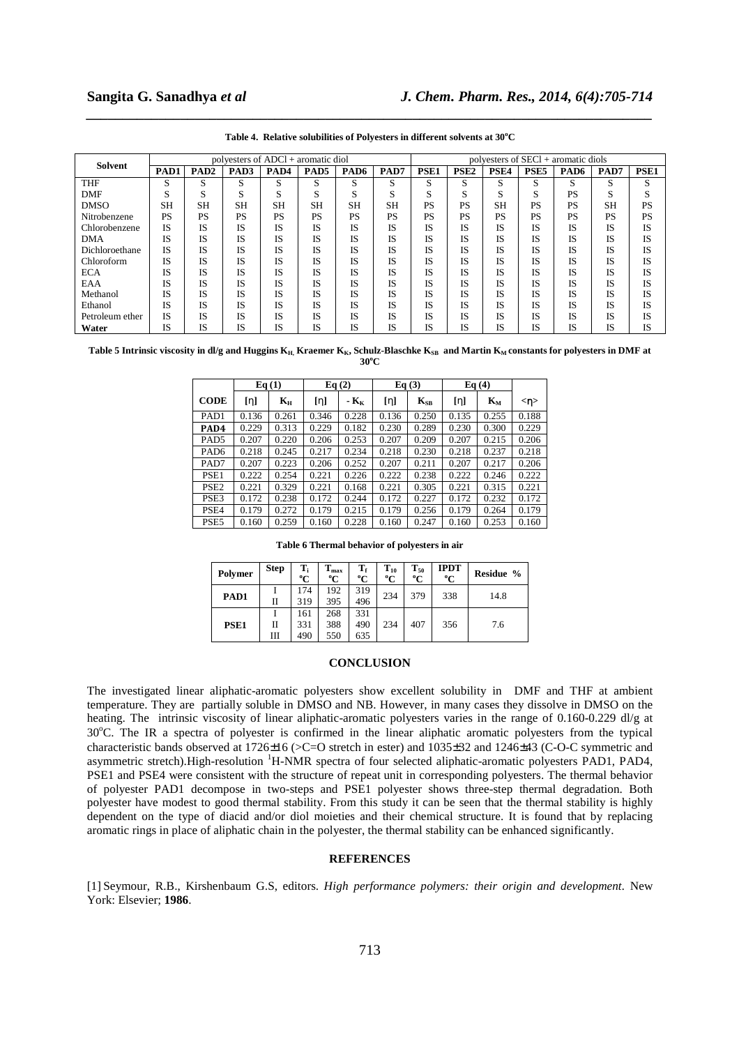**Table 4. Relative solubilities of Polyesters in different solvents at 30°C**

| Solvent | polyesters of ADCl + aromatic diol | | | | | | | polyesters of SECl + aromatic diols | | | | | | |
|---|---|---|---|---|---|---|---|---|---|---|---|---|---|---|
| | **PAD1** | **PAD2** | **PAD3** | **PAD4** | **PAD5** | **PAD6** | **PAD7** | **PSE1** | **PSE2** | **PSE4** | **PSE5** | **PAD6** | **PAD7** | **PSE1** |
| THF | S | S | S | S | S | S | S | S | S | S | S | S | S | S |
| DMF | S | S | S | S | S | S | S | S | S | S | S | PS | S | S |
| DMSO | SH | SH | SH | SH | SH | SH | SH | PS | PS | SH | PS | PS | SH | PS |
| Nitrobenzene | PS | PS | PS | PS | PS | PS | PS | PS | PS | PS | PS | PS | PS | PS |
| Chlorobenzene | IS | IS | IS | IS | IS | IS | IS | IS | IS | IS | IS | IS | IS | IS |
| DMA | IS | IS | IS | IS | IS | IS | IS | IS | IS | IS | IS | IS | IS | IS |
| Dichloroethane | IS | IS | IS | IS | IS | IS | IS | IS | IS | IS | IS | IS | IS | IS |
| Chloroform | IS | IS | IS | IS | IS | IS | IS | IS | IS | IS | IS | IS | IS | IS |
| ECA | IS | IS | IS | IS | IS | IS | IS | IS | IS | IS | IS | IS | IS | IS |
| EAA | IS | IS | IS | IS | IS | IS | IS | IS | IS | IS | IS | IS | IS | IS |
| Methanol | IS | IS | IS | IS | IS | IS | IS | IS | IS | IS | IS | IS | IS | IS |
| Ethanol | IS | IS | IS | IS | IS | IS | IS | IS | IS | IS | IS | IS | IS | IS |
| Petroleum ether | IS | IS | IS | IS | IS | IS | IS | IS | IS | IS | IS | IS | IS | IS |
| **Water** | IS | IS | IS | IS | IS | IS | IS | IS | IS | IS | IS | IS | IS | IS |

**Table 5 Intrinsic viscosity in dl/g and Huggins $K_H$, Kraemer $K_K$, Schulz-Blaschke $K_{SB}$ and Martin $K_M$ constants for polyesters in DMF at 30°C**

| | Eq (1) | | Eq (2) | | Eq (3) | | Eq (4) | | |
|---|---|---|---|---|---|---|---|---|---|
| **CODE** | [η] | $K_H$ | [η] | $-K_K$ | [η] | $K_{SB}$ | [η] | $K_M$ | <η> |
| PAD1 | 0.136 | 0.261 | 0.346 | 0.228 | 0.136 | 0.250 | 0.135 | 0.255 | 0.188 |
| **PAD4** | 0.229 | 0.313 | 0.229 | 0.182 | 0.230 | 0.289 | 0.230 | 0.300 | 0.229 |
| PAD5 | 0.207 | 0.220 | 0.206 | 0.253 | 0.207 | 0.209 | 0.207 | 0.215 | 0.206 |
| PAD6 | 0.218 | 0.245 | 0.217 | 0.234 | 0.218 | 0.230 | 0.218 | 0.237 | 0.218 |
| PAD7 | 0.207 | 0.223 | 0.206 | 0.252 | 0.207 | 0.211 | 0.207 | 0.217 | 0.206 |
| PSE1 | 0.222 | 0.254 | 0.221 | 0.226 | 0.222 | 0.238 | 0.222 | 0.246 | 0.222 |
| PSE2 | 0.221 | 0.329 | 0.221 | 0.168 | 0.221 | 0.305 | 0.221 | 0.315 | 0.221 |
| PSE3 | 0.172 | 0.238 | 0.172 | 0.244 | 0.172 | 0.227 | 0.172 | 0.232 | 0.172 |
| PSE4 | 0.179 | 0.272 | 0.179 | 0.215 | 0.179 | 0.256 | 0.179 | 0.264 | 0.179 |
| PSE5 | 0.160 | 0.259 | 0.160 | 0.228 | 0.160 | 0.247 | 0.160 | 0.253 | 0.160 |

**Table 6 Thermal behavior of polyesters in air**

| Polymer | Step | $T_i$ °C | $T_{max}$ °C | $T_f$ °C | $T_{10}$ °C | $T_{50}$ °C | IPDT °C | Residue % |
|---|---|---|---|---|---|---|---|---|
| **PAD1** | I | 174 | 192 | 319 | 234 | 379 | 338 | 14.8 |
| | II | 319 | 395 | 496 | | | | |
| **PSE1** | I | 161 | 268 | 331 | 234 | 407 | 356 | 7.6 |
| | II | 331 | 388 | 490 | | | | |
| | III | 490 | 550 | 635 | | | | |

## CONCLUSION

The investigated linear aliphatic-aromatic polyesters show excellent solubility in DMF and THF at ambient temperature. They are partially soluble in DMSO and NB. However, in many cases they dissolve in DMSO on the heating. The intrinsic viscosity of linear aliphatic-aromatic polyesters varies in the range of 0.160-0.229 dl/g at 30°C. The IR a spectra of polyester is confirmed in the linear aliphatic aromatic polyesters from the typical characteristic bands observed at 1726±16 (>C=O stretch in ester) and 1035±32 and 1246±43 (C-O-C symmetric and asymmetric stretch).High-resolution $^1$H-NMR spectra of four selected aliphatic-aromatic polyesters PAD1, PAD4, PSE1 and PSE4 were consistent with the structure of repeat unit in corresponding polyesters. The thermal behavior of polyester PAD1 decompose in two-steps and PSE1 polyester shows three-step thermal degradation. Both polyester have modest to good thermal stability. From this study it can be seen that the thermal stability is highly dependent on the type of diacid and/or diol moieties and their chemical structure. It is found that by replacing aromatic rings in place of aliphatic chain in the polyester, the thermal stability can be enhanced significantly.

## REFERENCES

[1] Seymour, R.B., Kirshenbaum G.S, editors. *High performance polymers: their origin and development*. New York: Elsevier; **1986**.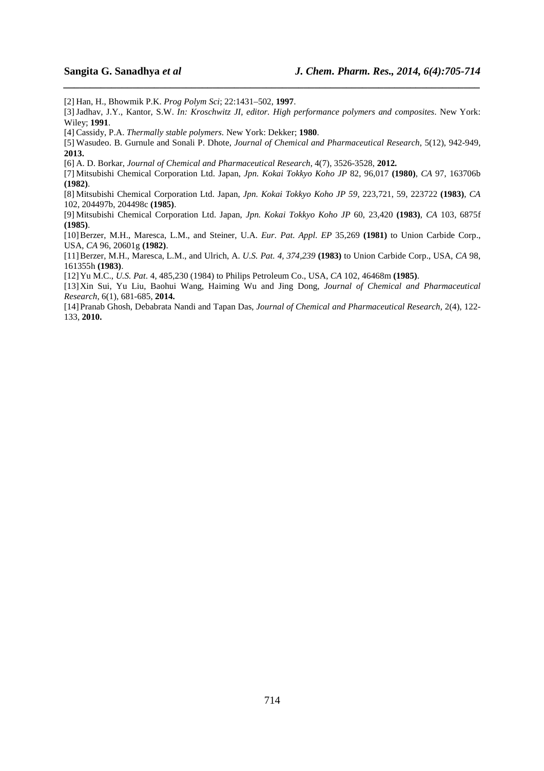[2] Han, H., Bhowmik P.K. *Prog Polym Sci*; 22:1431–502, **1997**.

[3] Jadhav, J.Y., Kantor, S.W. *In: Kroschwitz JI, editor. High performance polymers and composites*. New York: Wiley; **1991**.

[4] Cassidy, P.A. *Thermally stable polymers.* New York: Dekker; **1980**.

[5] Wasudeo. B. Gurnule and Sonali P. Dhote, *Journal of Chemical and Pharmaceutical Research*, 5(12), 942-949, **2013.**

[6] A. D. Borkar, *Journal of Chemical and Pharmaceutical Research*, 4(7), 3526-3528, **2012.**

[7] Mitsubishi Chemical Corporation Ltd. Japan, *Jpn. Kokai Tokkyo Koho JP* 82, 96,017 **(1980)**, *CA* 97, 163706b **(1982)**.

[8] Mitsubishi Chemical Corporation Ltd. Japan, *Jpn. Kokai Tokkyo Koho JP 59*, 223,721, 59, 223722 **(1983)**, *CA* 102, 204497b, 204498c **(1985)**.

[9] Mitsubishi Chemical Corporation Ltd. Japan, *Jpn. Kokai Tokkyo Koho JP* 60, 23,420 **(1983)**, *CA* 103, 6875f **(1985)**.

[10] Berzer, M.H., Maresca, L.M., and Steiner, U.A. *Eur. Pat. Appl. EP* 35,269 **(1981)** to Union Carbide Corp., USA, *CA* 96, 20601g **(1982)**.

[11] Berzer, M.H., Maresca, L.M., and Ulrich, A. *U.S. Pat. 4, 374,239* **(1983)** to Union Carbide Corp., USA, *CA* 98, 161355h **(1983)**.

[12] Yu M.C., *U.S. Pat*. 4, 485,230 (1984) to Philips Petroleum Co., USA, *CA* 102, 46468m **(1985)**.

[13] Xin Sui, Yu Liu, Baohui Wang, Haiming Wu and Jing Dong, *Journal of Chemical and Pharmaceutical Research*, 6(1), 681-685, **2014.**

[14] Pranab Ghosh, Debabrata Nandi and Tapan Das, *Journal of Chemical and Pharmaceutical Research*, 2(4), 122-133, **2010.**